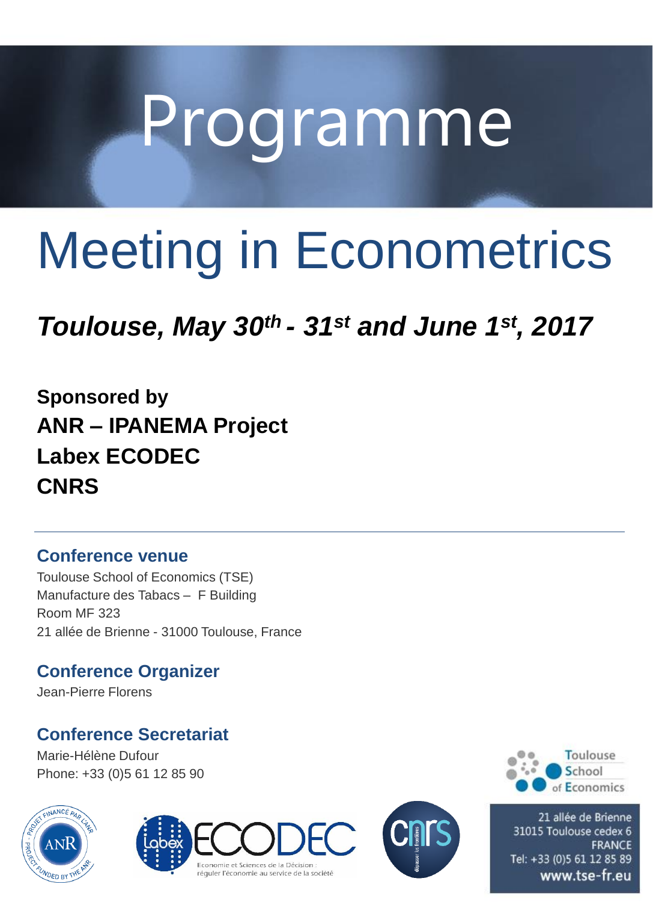# Programme

# Meeting in Econometrics

***Toulouse, May 30th - 31st and June 1st, 2017***

**Sponsored by**
**ANR – IPANEMA Project**
**Labex ECODEC**
**CNRS**

---

## Conference venue

Toulouse School of Economics (TSE)
Manufacture des Tabacs – F Building
Room MF 323
21 allée de Brienne - 31000 Toulouse, France

## Conference Organizer

Jean-Pierre Florens

## Conference Secretariat

Marie-Hélène Dufour
Phone: +33 (0)5 61 12 85 90

Toulouse School of Economics
21 allée de Brienne
31015 Toulouse cedex 6
FRANCE
Tel: +33 (0)5 61 12 85 89
www.tse-fr.eu

PROJET FINANCÉ PAR L'ANR · PROJECT FUNDED BY THE ANR

Labex ECODEC
Economie et Sciences de la Décision : réguler l'économie au service de la société

cnrs
dépasser les frontières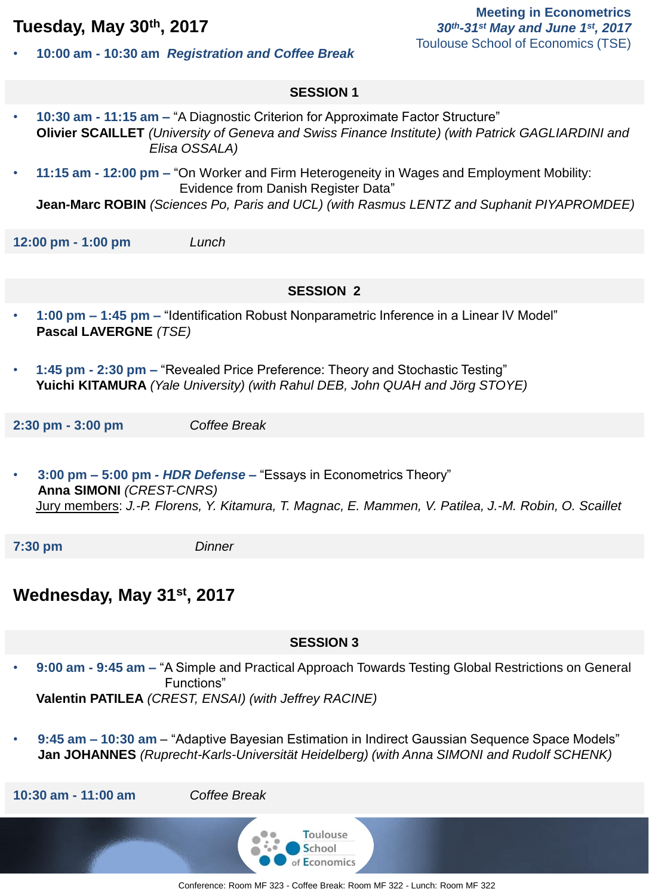## Tuesday, May 30th, 2017

**Meeting in Econometrics**
***30th-31st May and June 1st, 2017***
Toulouse School of Economics (TSE)

- **10:00 am - 10:30 am** ***Registration and Coffee Break***

### SESSION 1

- **10:30 am - 11:15 am –** "A Diagnostic Criterion for Approximate Factor Structure"
  **Olivier SCAILLET** *(University of Geneva and Swiss Finance Institute) (with Patrick GAGLIARDINI and Elisa OSSALA)*

- **11:15 am - 12:00 pm –** "On Worker and Firm Heterogeneity in Wages and Employment Mobility: Evidence from Danish Register Data"
  **Jean-Marc ROBIN** *(Sciences Po, Paris and UCL) (with Rasmus LENTZ and Suphanit PIYAPROMDEE)*

**12:00 pm - 1:00 pm** *Lunch*

### SESSION 2

- **1:00 pm – 1:45 pm –** "Identification Robust Nonparametric Inference in a Linear IV Model"
  **Pascal LAVERGNE** *(TSE)*

- **1:45 pm - 2:30 pm –** "Revealed Price Preference: Theory and Stochastic Testing"
  **Yuichi KITAMURA** *(Yale University) (with Rahul DEB, John QUAH and Jörg STOYE)*

**2:30 pm - 3:00 pm** *Coffee Break*

- **3:00 pm – 5:00 pm -** ***HDR Defense*** **–** "Essays in Econometrics Theory"
  **Anna SIMONI** *(CREST-CNRS)*
  Jury members: *J.-P. Florens, Y. Kitamura, T. Magnac, E. Mammen, V. Patilea, J.-M. Robin, O. Scaillet*

**7:30 pm** *Dinner*

## Wednesday, May 31st, 2017

### SESSION 3

- **9:00 am - 9:45 am –** "A Simple and Practical Approach Towards Testing Global Restrictions on General Functions"
  **Valentin PATILEA** *(CREST, ENSAI) (with Jeffrey RACINE)*

- **9:45 am – 10:30 am** – "Adaptive Bayesian Estimation in Indirect Gaussian Sequence Space Models"
  **Jan JOHANNES** *(Ruprecht-Karls-Universität Heidelberg) (with Anna SIMONI and Rudolf SCHENK)*

**10:30 am - 11:00 am** *Coffee Break*

Toulouse School of Economics

Conference: Room MF 323 - Coffee Break: Room MF 322 - Lunch: Room MF 322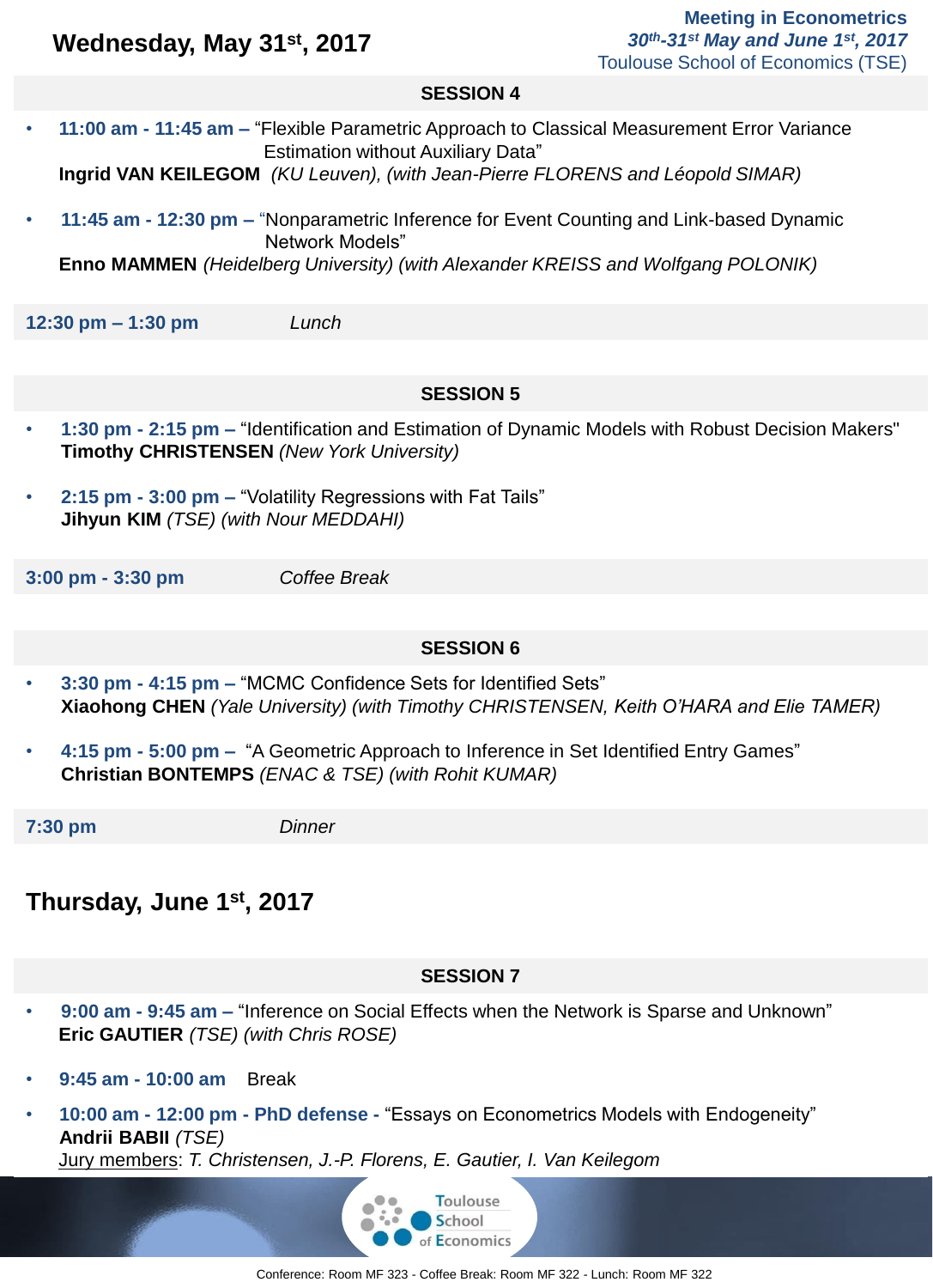## Wednesday, May 31st, 2017

**Meeting in Econometrics**
***30th-31st May and June 1st, 2017***
Toulouse School of Economics (TSE)

### SESSION 4

- **11:00 am - 11:45 am –** "Flexible Parametric Approach to Classical Measurement Error Variance Estimation without Auxiliary Data"
  **Ingrid VAN KEILEGOM** *(KU Leuven), (with Jean-Pierre FLORENS and Léopold SIMAR)*

- **11:45 am - 12:30 pm –** "Nonparametric Inference for Event Counting and Link-based Dynamic Network Models"
  **Enno MAMMEN** *(Heidelberg University) (with Alexander KREISS and Wolfgang POLONIK)*

**12:30 pm – 1:30 pm** *Lunch*

### SESSION 5

- **1:30 pm - 2:15 pm –** "Identification and Estimation of Dynamic Models with Robust Decision Makers"
  **Timothy CHRISTENSEN** *(New York University)*

- **2:15 pm - 3:00 pm –** "Volatility Regressions with Fat Tails"
  **Jihyun KIM** *(TSE) (with Nour MEDDAHI)*

**3:00 pm - 3:30 pm** *Coffee Break*

### SESSION 6

- **3:30 pm - 4:15 pm –** "MCMC Confidence Sets for Identified Sets"
  **Xiaohong CHEN** *(Yale University) (with Timothy CHRISTENSEN, Keith O'HARA and Elie TAMER)*

- **4:15 pm - 5:00 pm –** "A Geometric Approach to Inference in Set Identified Entry Games"
  **Christian BONTEMPS** *(ENAC & TSE) (with Rohit KUMAR)*

**7:30 pm** *Dinner*

## Thursday, June 1st, 2017

### SESSION 7

- **9:00 am - 9:45 am –** "Inference on Social Effects when the Network is Sparse and Unknown"
  **Eric GAUTIER** *(TSE) (with Chris ROSE)*

- **9:45 am - 10:00 am** Break

- **10:00 am - 12:00 pm - PhD defense -** "Essays on Econometrics Models with Endogeneity"
  **Andrii BABII** *(TSE)*
  Jury members: *T. Christensen, J.-P. Florens, E. Gautier, I. Van Keilegom*

Toulouse School of Economics

Conference: Room MF 323 - Coffee Break: Room MF 322 - Lunch: Room MF 322